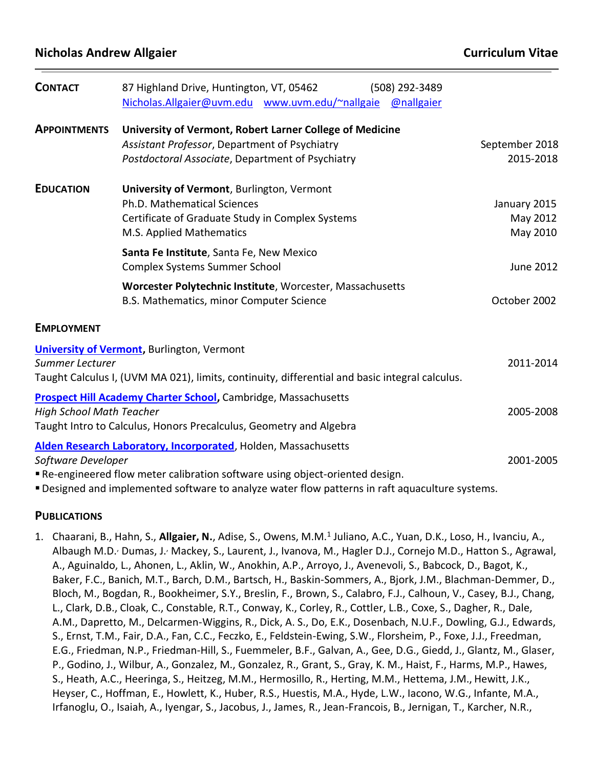# Nicholas Andrew Allgaier — Curriculum Vitae

**CONTACT**

87 Highland Drive, Huntington, VT, 05462 (508) 292-3489
Nicholas.Allgaier@uvm.edu www.uvm.edu/~nallgaie @nallgaier

**APPOINTMENTS**

**University of Vermont, Robert Larner College of Medicine**
*Assistant Professor*, Department of Psychiatry — September 2018
*Postdoctoral Associate*, Department of Psychiatry — 2015-2018

**EDUCATION**

**University of Vermont**, Burlington, Vermont
Ph.D. Mathematical Sciences — January 2015
Certificate of Graduate Study in Complex Systems — May 2012
M.S. Applied Mathematics — May 2010

**Santa Fe Institute**, Santa Fe, New Mexico
Complex Systems Summer School — June 2012

**Worcester Polytechnic Institute**, Worcester, Massachusetts
B.S. Mathematics, minor Computer Science — October 2002

## EMPLOYMENT

**University of Vermont**, Burlington, Vermont
*Summer Lecturer* — 2011-2014
Taught Calculus I, (UVM MA 021), limits, continuity, differential and basic integral calculus.

**Prospect Hill Academy Charter School**, Cambridge, Massachusetts
*High School Math Teacher* — 2005-2008
Taught Intro to Calculus, Honors Precalculus, Geometry and Algebra

**Alden Research Laboratory, Incorporated**, Holden, Massachusetts
*Software Developer* — 2001-2005
- Re-engineered flow meter calibration software using object-oriented design.
- Designed and implemented software to analyze water flow patterns in raft aquaculture systems.

## PUBLICATIONS

1. Chaarani, B., Hahn, S., **Allgaier, N.**, Adise, S., Owens, M.M.[1] Juliano, A.C., Yuan, D.K., Loso, H., Ivanciu, A., Albaugh M.D., Dumas, J., Mackey, S., Laurent, J., Ivanova, M., Hagler D.J., Cornejo M.D., Hatton S., Agrawal, A., Aguinaldo, L., Ahonen, L., Aklin, W., Anokhin, A.P., Arroyo, J., Avenevoli, S., Babcock, D., Bagot, K., Baker, F.C., Banich, M.T., Barch, D.M., Bartsch, H., Baskin-Sommers, A., Bjork, J.M., Blachman-Demmer, D., Bloch, M., Bogdan, R., Bookheimer, S.Y., Breslin, F., Brown, S., Calabro, F.J., Calhoun, V., Casey, B.J., Chang, L., Clark, D.B., Cloak, C., Constable, R.T., Conway, K., Corley, R., Cottler, L.B., Coxe, S., Dagher, R., Dale, A.M., Dapretto, M., Delcarmen-Wiggins, R., Dick, A. S., Do, E.K., Dosenbach, N.U.F., Dowling, G.J., Edwards, S., Ernst, T.M., Fair, D.A., Fan, C.C., Feczko, E., Feldstein-Ewing, S.W., Florsheim, P., Foxe, J.J., Freedman, E.G., Friedman, N.P., Friedman-Hill, S., Fuemmeler, B.F., Galvan, A., Gee, D.G., Giedd, J., Glantz, M., Glaser, P., Godino, J., Wilbur, A., Gonzalez, M., Gonzalez, R., Grant, S., Gray, K. M., Haist, F., Harms, M.P., Hawes, S., Heath, A.C., Heeringa, S., Heitzeg, M.M., Hermosillo, R., Herting, M.M., Hettema, J.M., Hewitt, J.K., Heyser, C., Hoffman, E., Howlett, K., Huber, R.S., Huestis, M.A., Hyde, L.W., Iacono, W.G., Infante, M.A., Irfanoglu, O., Isaiah, A., Iyengar, S., Jacobus, J., James, R., Jean-Francois, B., Jernigan, T., Karcher, N.R.,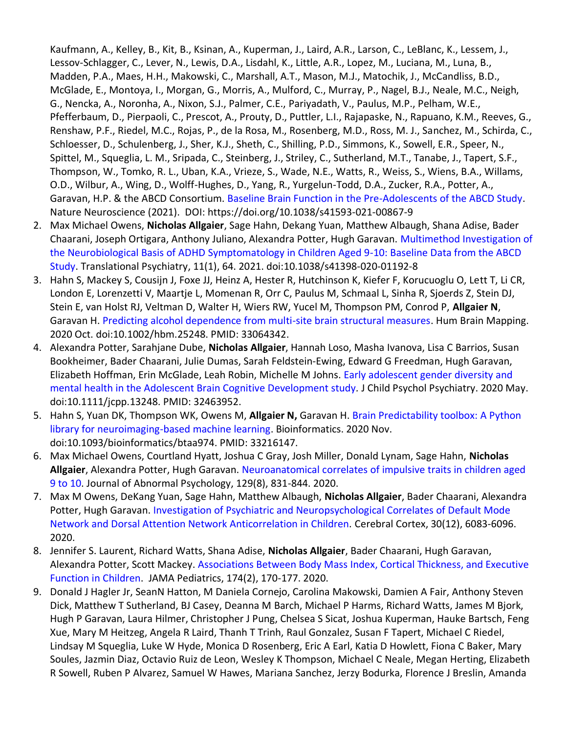Kaufmann, A., Kelley, B., Kit, B., Ksinan, A., Kuperman, J., Laird, A.R., Larson, C., LeBlanc, K., Lessem, J., Lessov-Schlagger, C., Lever, N., Lewis, D.A., Lisdahl, K., Little, A.R., Lopez, M., Luciana, M., Luna, B., Madden, P.A., Maes, H.H., Makowski, C., Marshall, A.T., Mason, M.J., Matochik, J., McCandliss, B.D., McGlade, E., Montoya, I., Morgan, G., Morris, A., Mulford, C., Murray, P., Nagel, B.J., Neale, M.C., Neigh, G., Nencka, A., Noronha, A., Nixon, S.J., Palmer, C.E., Pariyadath, V., Paulus, M.P., Pelham, W.E., Pfefferbaum, D., Pierpaoli, C., Prescot, A., Prouty, D., Puttler, L.I., Rajapaske, N., Rapuano, K.M., Reeves, G., Renshaw, P.F., Riedel, M.C., Rojas, P., de la Rosa, M., Rosenberg, M.D., Ross, M. J., Sanchez, M., Schirda, C., Schloesser, D., Schulenberg, J., Sher, K.J., Sheth, C., Shilling, P.D., Simmons, K., Sowell, E.R., Speer, N., Spittel, M., Squeglia, L. M., Sripada, C., Steinberg, J., Striley, C., Sutherland, M.T., Tanabe, J., Tapert, S.F., Thompson, W., Tomko, R. L., Uban, K.A., Vrieze, S., Wade, N.E., Watts, R., Weiss, S., Wiens, B.A., Willams, O.D., Wilbur, A., Wing, D., Wolff-Hughes, D., Yang, R., Yurgelun-Todd, D.A., Zucker, R.A., Potter, A., Garavan, H.P. & the ABCD Consortium. Baseline Brain Function in the Pre-Adolescents of the ABCD Study. Nature Neuroscience (2021). DOI: https://doi.org/10.1038/s41593-021-00867-9

2. Max Michael Owens, **Nicholas Allgaier**, Sage Hahn, Dekang Yuan, Matthew Albaugh, Shana Adise, Bader Chaarani, Joseph Ortigara, Anthony Juliano, Alexandra Potter, Hugh Garavan. Multimethod Investigation of the Neurobiological Basis of ADHD Symptomatology in Children Aged 9-10: Baseline Data from the ABCD Study. Translational Psychiatry, 11(1), 64. 2021. doi:10.1038/s41398-020-01192-8
3. Hahn S, Mackey S, Cousijn J, Foxe JJ, Heinz A, Hester R, Hutchinson K, Kiefer F, Korucuoglu O, Lett T, Li CR, London E, Lorenzetti V, Maartje L, Momenan R, Orr C, Paulus M, Schmaal L, Sinha R, Sjoerds Z, Stein DJ, Stein E, van Holst RJ, Veltman D, Walter H, Wiers RW, Yucel M, Thompson PM, Conrod P, **Allgaier N**, Garavan H. Predicting alcohol dependence from multi-site brain structural measures. Hum Brain Mapping. 2020 Oct. doi:10.1002/hbm.25248. PMID: 33064342.
4. Alexandra Potter, Sarahjane Dube, **Nicholas Allgaier**, Hannah Loso, Masha Ivanova, Lisa C Barrios, Susan Bookheimer, Bader Chaarani, Julie Dumas, Sarah Feldstein-Ewing, Edward G Freedman, Hugh Garavan, Elizabeth Hoffman, Erin McGlade, Leah Robin, Michelle M Johns. Early adolescent gender diversity and mental health in the Adolescent Brain Cognitive Development study. J Child Psychol Psychiatry. 2020 May. doi:10.1111/jcpp.13248. PMID: 32463952.
5. Hahn S, Yuan DK, Thompson WK, Owens M, **Allgaier N,** Garavan H. Brain Predictability toolbox: A Python library for neuroimaging-based machine learning. Bioinformatics. 2020 Nov. doi:10.1093/bioinformatics/btaa974. PMID: 33216147.
6. Max Michael Owens, Courtland Hyatt, Joshua C Gray, Josh Miller, Donald Lynam, Sage Hahn, **Nicholas Allgaier**, Alexandra Potter, Hugh Garavan. Neuroanatomical correlates of impulsive traits in children aged 9 to 10. Journal of Abnormal Psychology, 129(8), 831-844. 2020.
7. Max M Owens, DeKang Yuan, Sage Hahn, Matthew Albaugh, **Nicholas Allgaier**, Bader Chaarani, Alexandra Potter, Hugh Garavan. Investigation of Psychiatric and Neuropsychological Correlates of Default Mode Network and Dorsal Attention Network Anticorrelation in Children. Cerebral Cortex, 30(12), 6083-6096. 2020.
8. Jennifer S. Laurent, Richard Watts, Shana Adise, **Nicholas Allgaier**, Bader Chaarani, Hugh Garavan, Alexandra Potter, Scott Mackey. Associations Between Body Mass Index, Cortical Thickness, and Executive Function in Children. JAMA Pediatrics, 174(2), 170-177. 2020.
9. Donald J Hagler Jr, SeanN Hatton, M Daniela Cornejo, Carolina Makowski, Damien A Fair, Anthony Steven Dick, Matthew T Sutherland, BJ Casey, Deanna M Barch, Michael P Harms, Richard Watts, James M Bjork, Hugh P Garavan, Laura Hilmer, Christopher J Pung, Chelsea S Sicat, Joshua Kuperman, Hauke Bartsch, Feng Xue, Mary M Heitzeg, Angela R Laird, Thanh T Trinh, Raul Gonzalez, Susan F Tapert, Michael C Riedel, Lindsay M Squeglia, Luke W Hyde, Monica D Rosenberg, Eric A Earl, Katia D Howlett, Fiona C Baker, Mary Soules, Jazmin Diaz, Octavio Ruiz de Leon, Wesley K Thompson, Michael C Neale, Megan Herting, Elizabeth R Sowell, Ruben P Alvarez, Samuel W Hawes, Mariana Sanchez, Jerzy Bodurka, Florence J Breslin, Amanda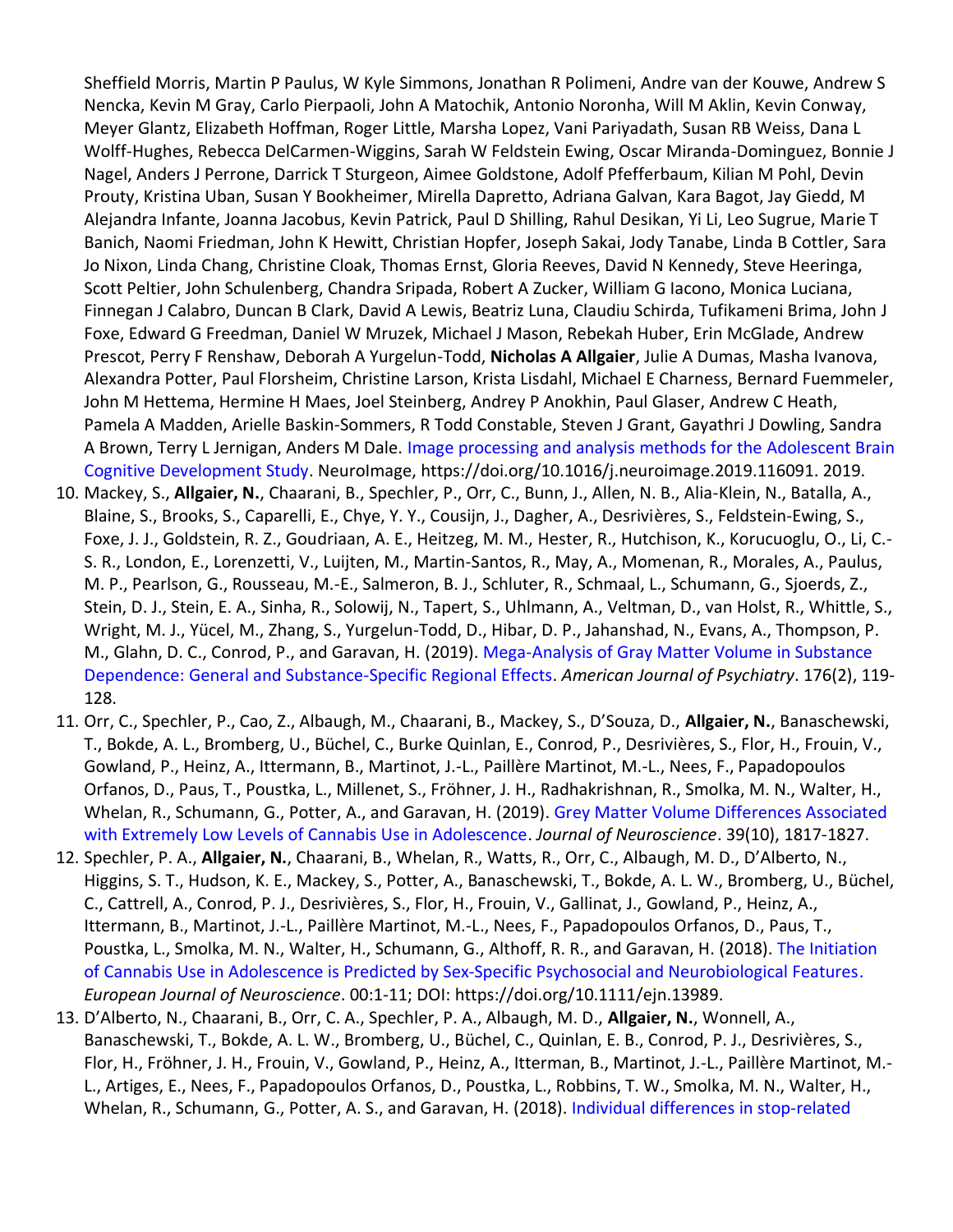Sheffield Morris, Martin P Paulus, W Kyle Simmons, Jonathan R Polimeni, Andre van der Kouwe, Andrew S Nencka, Kevin M Gray, Carlo Pierpaoli, John A Matochik, Antonio Noronha, Will M Aklin, Kevin Conway, Meyer Glantz, Elizabeth Hoffman, Roger Little, Marsha Lopez, Vani Pariyadath, Susan RB Weiss, Dana L Wolff-Hughes, Rebecca DelCarmen-Wiggins, Sarah W Feldstein Ewing, Oscar Miranda-Dominguez, Bonnie J Nagel, Anders J Perrone, Darrick T Sturgeon, Aimee Goldstone, Adolf Pfefferbaum, Kilian M Pohl, Devin Prouty, Kristina Uban, Susan Y Bookheimer, Mirella Dapretto, Adriana Galvan, Kara Bagot, Jay Giedd, M Alejandra Infante, Joanna Jacobus, Kevin Patrick, Paul D Shilling, Rahul Desikan, Yi Li, Leo Sugrue, Marie T Banich, Naomi Friedman, John K Hewitt, Christian Hopfer, Joseph Sakai, Jody Tanabe, Linda B Cottler, Sara Jo Nixon, Linda Chang, Christine Cloak, Thomas Ernst, Gloria Reeves, David N Kennedy, Steve Heeringa, Scott Peltier, John Schulenberg, Chandra Sripada, Robert A Zucker, William G Iacono, Monica Luciana, Finnegan J Calabro, Duncan B Clark, David A Lewis, Beatriz Luna, Claudiu Schirda, Tufikameni Brima, John J Foxe, Edward G Freedman, Daniel W Mruzek, Michael J Mason, Rebekah Huber, Erin McGlade, Andrew Prescot, Perry F Renshaw, Deborah A Yurgelun-Todd, **Nicholas A Allgaier**, Julie A Dumas, Masha Ivanova, Alexandra Potter, Paul Florsheim, Christine Larson, Krista Lisdahl, Michael E Charness, Bernard Fuemmeler, John M Hettema, Hermine H Maes, Joel Steinberg, Andrey P Anokhin, Paul Glaser, Andrew C Heath, Pamela A Madden, Arielle Baskin-Sommers, R Todd Constable, Steven J Grant, Gayathri J Dowling, Sandra A Brown, Terry L Jernigan, Anders M Dale. Image processing and analysis methods for the Adolescent Brain Cognitive Development Study. NeuroImage, https://doi.org/10.1016/j.neuroimage.2019.116091. 2019.

10. Mackey, S., **Allgaier, N.**, Chaarani, B., Spechler, P., Orr, C., Bunn, J., Allen, N. B., Alia-Klein, N., Batalla, A., Blaine, S., Brooks, S., Caparelli, E., Chye, Y. Y., Cousijn, J., Dagher, A., Desrivières, S., Feldstein-Ewing, S., Foxe, J. J., Goldstein, R. Z., Goudriaan, A. E., Heitzeg, M. M., Hester, R., Hutchison, K., Korucuoglu, O., Li, C.-S. R., London, E., Lorenzetti, V., Luijten, M., Martin-Santos, R., May, A., Momenan, R., Morales, A., Paulus, M. P., Pearlson, G., Rousseau, M.-E., Salmeron, B. J., Schluter, R., Schmaal, L., Schumann, G., Sjoerds, Z., Stein, D. J., Stein, E. A., Sinha, R., Solowij, N., Tapert, S., Uhlmann, A., Veltman, D., van Holst, R., Whittle, S., Wright, M. J., Yücel, M., Zhang, S., Yurgelun-Todd, D., Hibar, D. P., Jahanshad, N., Evans, A., Thompson, P. M., Glahn, D. C., Conrod, P., and Garavan, H. (2019). Mega-Analysis of Gray Matter Volume in Substance Dependence: General and Substance-Specific Regional Effects. *American Journal of Psychiatry*. 176(2), 119-128.
11. Orr, C., Spechler, P., Cao, Z., Albaugh, M., Chaarani, B., Mackey, S., D'Souza, D., **Allgaier, N.**, Banaschewski, T., Bokde, A. L., Bromberg, U., Büchel, C., Burke Quinlan, E., Conrod, P., Desrivières, S., Flor, H., Frouin, V., Gowland, P., Heinz, A., Ittermann, B., Martinot, J.-L., Paillère Martinot, M.-L., Nees, F., Papadopoulos Orfanos, D., Paus, T., Poustka, L., Millenet, S., Fröhner, J. H., Radhakrishnan, R., Smolka, M. N., Walter, H., Whelan, R., Schumann, G., Potter, A., and Garavan, H. (2019). Grey Matter Volume Differences Associated with Extremely Low Levels of Cannabis Use in Adolescence. *Journal of Neuroscience*. 39(10), 1817-1827.
12. Spechler, P. A., **Allgaier, N.**, Chaarani, B., Whelan, R., Watts, R., Orr, C., Albaugh, M. D., D'Alberto, N., Higgins, S. T., Hudson, K. E., Mackey, S., Potter, A., Banaschewski, T., Bokde, A. L. W., Bromberg, U., Büchel, C., Cattrell, A., Conrod, P. J., Desrivières, S., Flor, H., Frouin, V., Gallinat, J., Gowland, P., Heinz, A., Ittermann, B., Martinot, J.-L., Paillère Martinot, M.-L., Nees, F., Papadopoulos Orfanos, D., Paus, T., Poustka, L., Smolka, M. N., Walter, H., Schumann, G., Althoff, R. R., and Garavan, H. (2018). The Initiation of Cannabis Use in Adolescence is Predicted by Sex-Specific Psychosocial and Neurobiological Features. *European Journal of Neuroscience*. 00:1-11; DOI: https://doi.org/10.1111/ejn.13989.
13. D'Alberto, N., Chaarani, B., Orr, C. A., Spechler, P. A., Albaugh, M. D., **Allgaier, N.**, Wonnell, A., Banaschewski, T., Bokde, A. L. W., Bromberg, U., Büchel, C., Quinlan, E. B., Conrod, P. J., Desrivières, S., Flor, H., Fröhner, J. H., Frouin, V., Gowland, P., Heinz, A., Itterman, B., Martinot, J.-L., Paillère Martinot, M.-L., Artiges, E., Nees, F., Papadopoulos Orfanos, D., Poustka, L., Robbins, T. W., Smolka, M. N., Walter, H., Whelan, R., Schumann, G., Potter, A. S., and Garavan, H. (2018). Individual differences in stop-related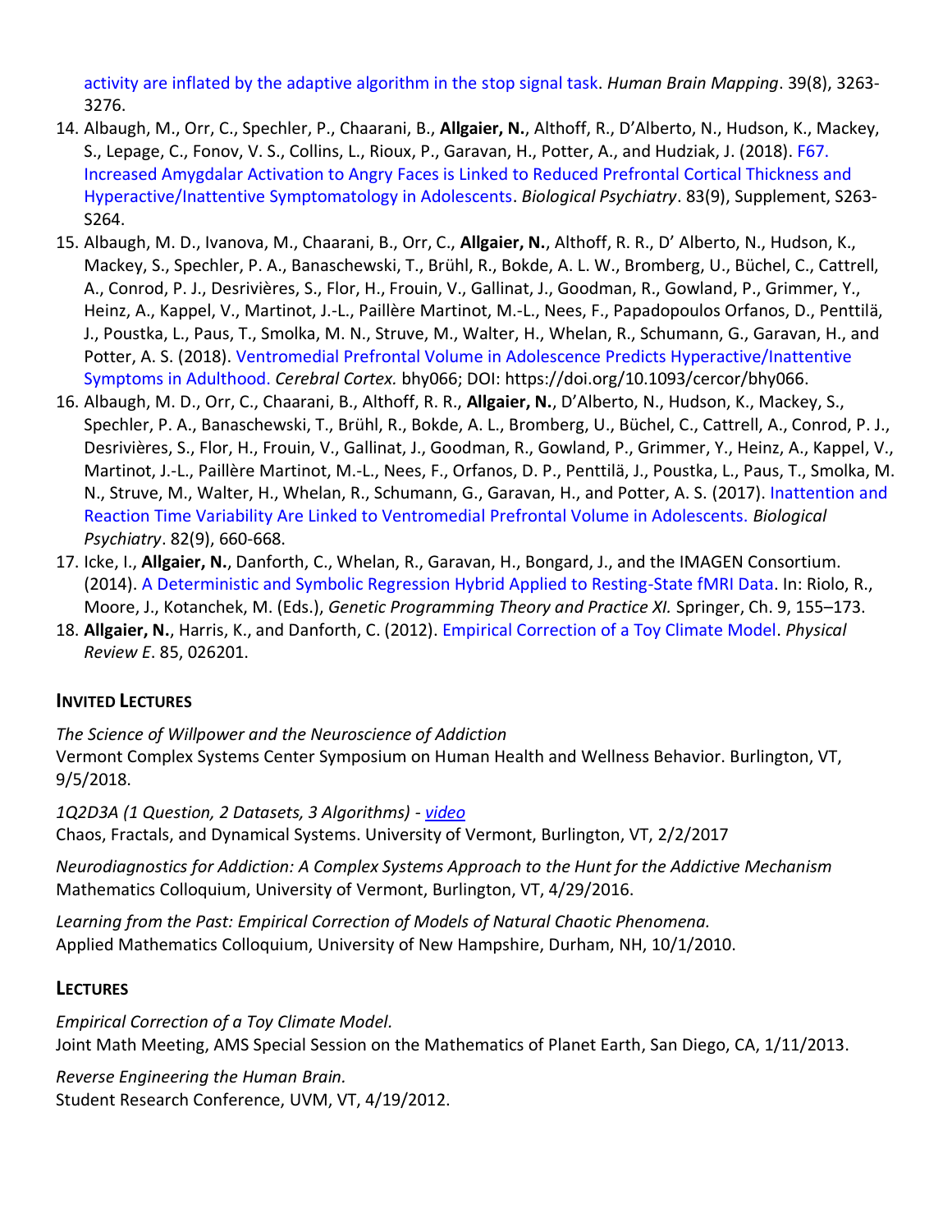activity are inflated by the adaptive algorithm in the stop signal task. *Human Brain Mapping*. 39(8), 3263-3276.

14. Albaugh, M., Orr, C., Spechler, P., Chaarani, B., **Allgaier, N.**, Althoff, R., D'Alberto, N., Hudson, K., Mackey, S., Lepage, C., Fonov, V. S., Collins, L., Rioux, P., Garavan, H., Potter, A., and Hudziak, J. (2018). F67. Increased Amygdalar Activation to Angry Faces is Linked to Reduced Prefrontal Cortical Thickness and Hyperactive/Inattentive Symptomatology in Adolescents. *Biological Psychiatry*. 83(9), Supplement, S263-S264.
15. Albaugh, M. D., Ivanova, M., Chaarani, B., Orr, C., **Allgaier, N.**, Althoff, R. R., D' Alberto, N., Hudson, K., Mackey, S., Spechler, P. A., Banaschewski, T., Brühl, R., Bokde, A. L. W., Bromberg, U., Büchel, C., Cattrell, A., Conrod, P. J., Desrivières, S., Flor, H., Frouin, V., Gallinat, J., Goodman, R., Gowland, P., Grimmer, Y., Heinz, A., Kappel, V., Martinot, J.-L., Paillère Martinot, M.-L., Nees, F., Papadopoulos Orfanos, D., Penttilä, J., Poustka, L., Paus, T., Smolka, M. N., Struve, M., Walter, H., Whelan, R., Schumann, G., Garavan, H., and Potter, A. S. (2018). Ventromedial Prefrontal Volume in Adolescence Predicts Hyperactive/Inattentive Symptoms in Adulthood. *Cerebral Cortex.* bhy066; DOI: https://doi.org/10.1093/cercor/bhy066.
16. Albaugh, M. D., Orr, C., Chaarani, B., Althoff, R. R., **Allgaier, N.**, D'Alberto, N., Hudson, K., Mackey, S., Spechler, P. A., Banaschewski, T., Brühl, R., Bokde, A. L., Bromberg, U., Büchel, C., Cattrell, A., Conrod, P. J., Desrivières, S., Flor, H., Frouin, V., Gallinat, J., Goodman, R., Gowland, P., Grimmer, Y., Heinz, A., Kappel, V., Martinot, J.-L., Paillère Martinot, M.-L., Nees, F., Orfanos, D. P., Penttilä, J., Poustka, L., Paus, T., Smolka, M. N., Struve, M., Walter, H., Whelan, R., Schumann, G., Garavan, H., and Potter, A. S. (2017). Inattention and Reaction Time Variability Are Linked to Ventromedial Prefrontal Volume in Adolescents. *Biological Psychiatry*. 82(9), 660-668.
17. Icke, I., **Allgaier, N.**, Danforth, C., Whelan, R., Garavan, H., Bongard, J., and the IMAGEN Consortium. (2014). A Deterministic and Symbolic Regression Hybrid Applied to Resting-State fMRI Data. In: Riolo, R., Moore, J., Kotanchek, M. (Eds.), *Genetic Programming Theory and Practice XI.* Springer, Ch. 9, 155–173.
18. **Allgaier, N.**, Harris, K., and Danforth, C. (2012). Empirical Correction of a Toy Climate Model. *Physical Review E*. 85, 026201.

## INVITED LECTURES

*The Science of Willpower and the Neuroscience of Addiction*
Vermont Complex Systems Center Symposium on Human Health and Wellness Behavior. Burlington, VT, 9/5/2018.

*1Q2D3A (1 Question, 2 Datasets, 3 Algorithms) - video*
Chaos, Fractals, and Dynamical Systems. University of Vermont, Burlington, VT, 2/2/2017

*Neurodiagnostics for Addiction: A Complex Systems Approach to the Hunt for the Addictive Mechanism*
Mathematics Colloquium, University of Vermont, Burlington, VT, 4/29/2016.

*Learning from the Past: Empirical Correction of Models of Natural Chaotic Phenomena.*
Applied Mathematics Colloquium, University of New Hampshire, Durham, NH, 10/1/2010.

## LECTURES

*Empirical Correction of a Toy Climate Model.*
Joint Math Meeting, AMS Special Session on the Mathematics of Planet Earth, San Diego, CA, 1/11/2013.

*Reverse Engineering the Human Brain.*
Student Research Conference, UVM, VT, 4/19/2012.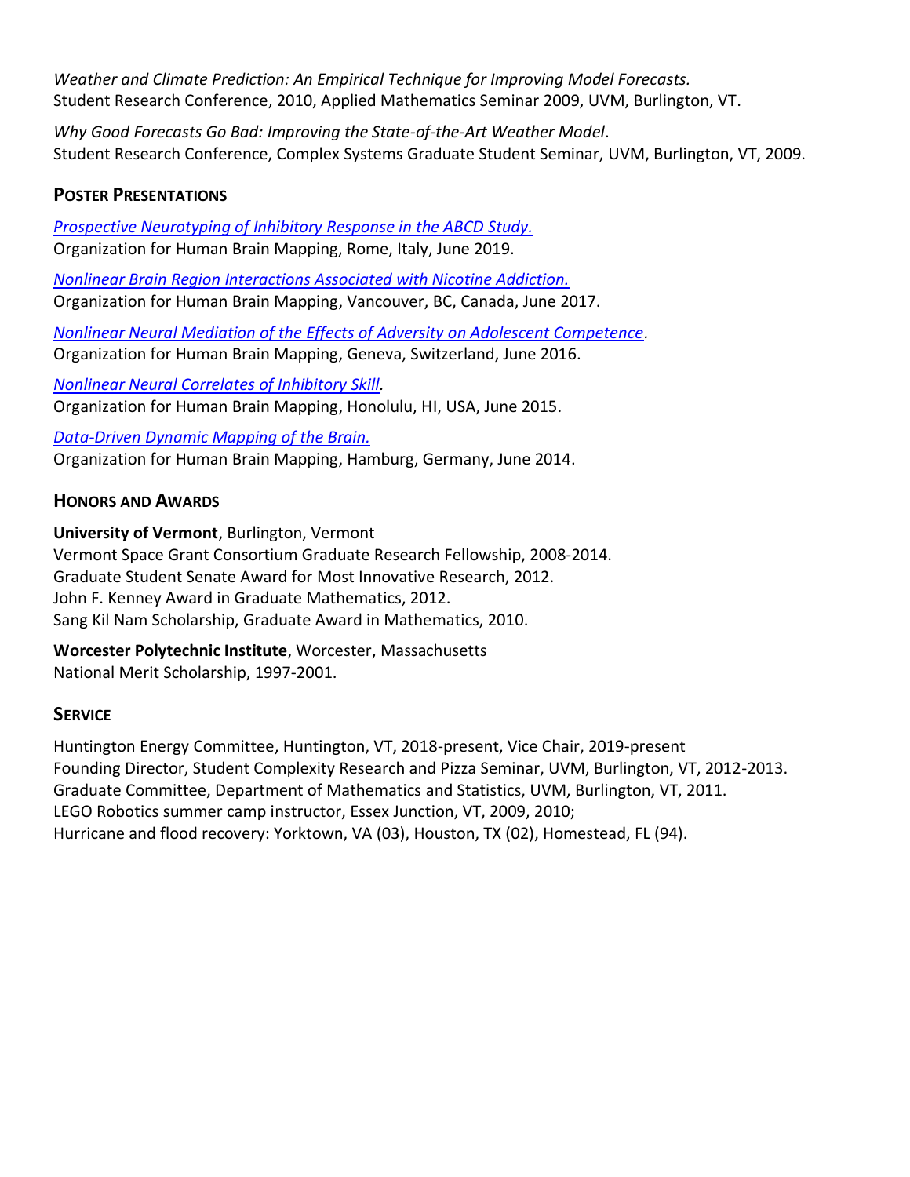*Weather and Climate Prediction: An Empirical Technique for Improving Model Forecasts.*
Student Research Conference, 2010, Applied Mathematics Seminar 2009, UVM, Burlington, VT.

*Why Good Forecasts Go Bad: Improving the State-of-the-Art Weather Model*.
Student Research Conference, Complex Systems Graduate Student Seminar, UVM, Burlington, VT, 2009.

## POSTER PRESENTATIONS

*Prospective Neurotyping of Inhibitory Response in the ABCD Study.*
Organization for Human Brain Mapping, Rome, Italy, June 2019.

*Nonlinear Brain Region Interactions Associated with Nicotine Addiction.*
Organization for Human Brain Mapping, Vancouver, BC, Canada, June 2017.

*Nonlinear Neural Mediation of the Effects of Adversity on Adolescent Competence*.
Organization for Human Brain Mapping, Geneva, Switzerland, June 2016.

*Nonlinear Neural Correlates of Inhibitory Skill.*
Organization for Human Brain Mapping, Honolulu, HI, USA, June 2015.

*Data-Driven Dynamic Mapping of the Brain.*
Organization for Human Brain Mapping, Hamburg, Germany, June 2014.

## HONORS AND AWARDS

**University of Vermont**, Burlington, Vermont
Vermont Space Grant Consortium Graduate Research Fellowship, 2008-2014.
Graduate Student Senate Award for Most Innovative Research, 2012.
John F. Kenney Award in Graduate Mathematics, 2012.
Sang Kil Nam Scholarship, Graduate Award in Mathematics, 2010.

**Worcester Polytechnic Institute**, Worcester, Massachusetts
National Merit Scholarship, 1997-2001.

## SERVICE

Huntington Energy Committee, Huntington, VT, 2018-present, Vice Chair, 2019-present
Founding Director, Student Complexity Research and Pizza Seminar, UVM, Burlington, VT, 2012-2013.
Graduate Committee, Department of Mathematics and Statistics, UVM, Burlington, VT, 2011.
LEGO Robotics summer camp instructor, Essex Junction, VT, 2009, 2010;
Hurricane and flood recovery: Yorktown, VA (03), Houston, TX (02), Homestead, FL (94).